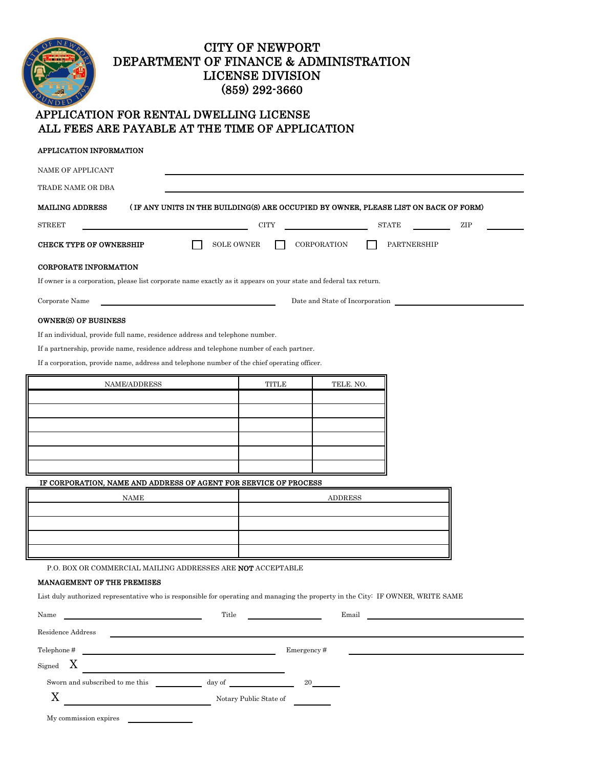# CITY OF NEWPORT
## DEPARTMENT OF FINANCE & ADMINISTRATION
## LICENSE DIVISION
## (859) 292-3660

## APPLICATION FOR RENTAL DWELLING LICENSE
## ALL FEES ARE PAYABLE AT THE TIME OF APPLICATION

**APPLICATION INFORMATION**

NAME OF APPLICANT ______________________________

TRADE NAME OR DBA ______________________________

**MAILING ADDRESS** **( IF ANY UNITS IN THE BUILDING(S) ARE OCCUPIED BY OWNER, PLEASE LIST ON BACK OF FORM)**

STREET ____________ CITY ____________ STATE ______ ZIP ______

**CHECK TYPE OF OWNERSHIP** ☐ SOLE OWNER ☐ CORPORATION ☐ PARTNERSHIP

**CORPORATE INFORMATION**

If owner is a corporation, please list corporate name exactly as it appears on your state and federal tax return.

Corporate Name ____________ Date and State of Incorporation ____________

**OWNER(S) OF BUSINESS**

If an individual, provide full name, residence address and telephone number.

If a partnership, provide name, residence address and telephone number of each partner.

If a corporation, provide name, address and telephone number of the chief operating officer.

| NAME/ADDRESS | TITLE | TELE. NO. |
|---|---|---|
| | | |
| | | |
| | | |
| | | |
| | | |
| | | |

**IF CORPORATION, NAME AND ADDRESS OF AGENT FOR SERVICE OF PROCESS**

| NAME | ADDRESS |
|---|---|
| | |
| | |
| | |
| | |

P.O. BOX OR COMMERCIAL MAILING ADDRESSES ARE **NOT** ACCEPTABLE

**MANAGEMENT OF THE PREMISES**

List duly authorized representative who is responsible for operating and managing the property in the City: IF OWNER, WRITE SAME

Name ____________ Title ____________ Email ____________

Residence Address ______________________________

Telephone # ____________ Emergency # ____________

Signed X ____________

Sworn and subscribed to me this ______ day of ______ 20____

X ____________ Notary Public State of ______

My commission expires ______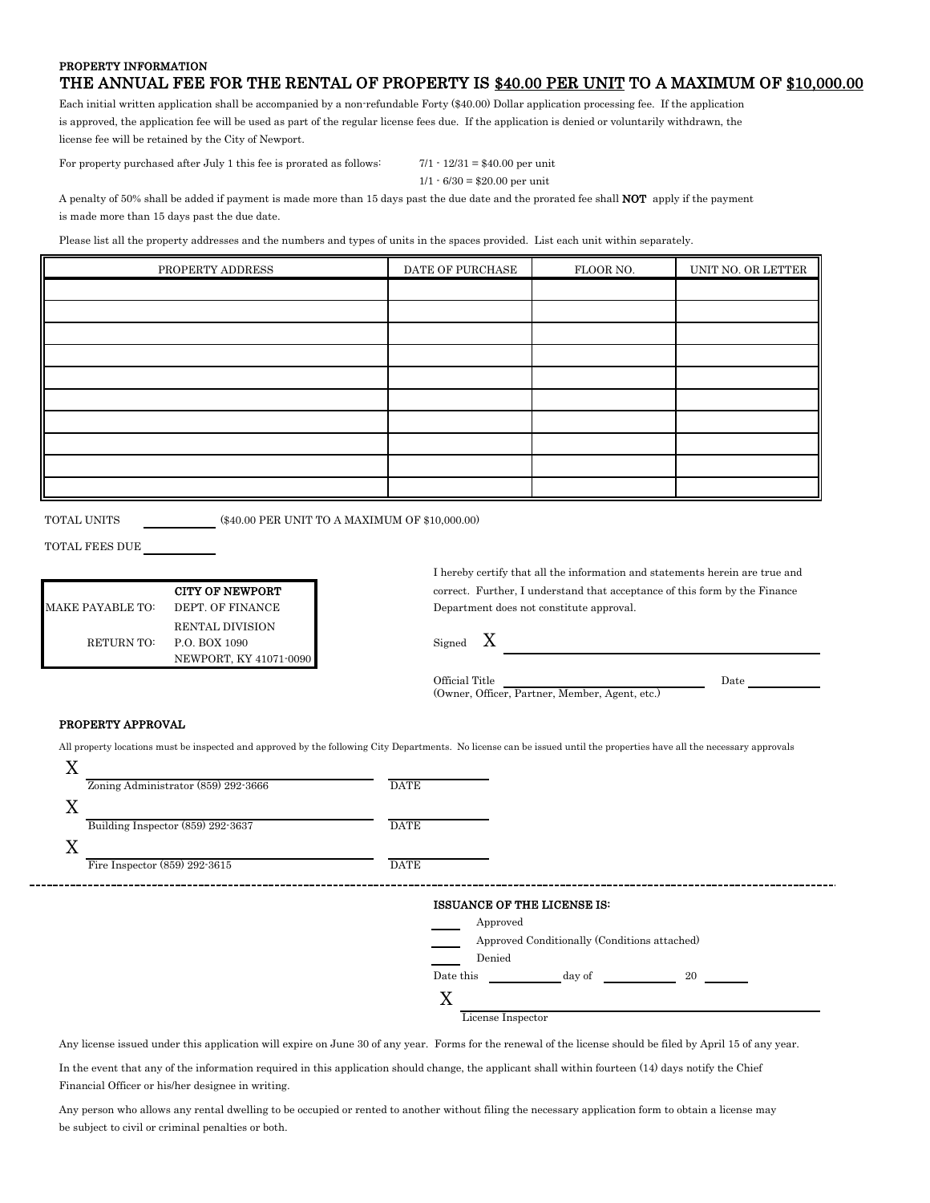**PROPERTY INFORMATION**

## THE ANNUAL FEE FOR THE RENTAL OF PROPERTY IS $40.00 PER UNIT TO A MAXIMUM OF $10,000.00

Each initial written application shall be accompanied by a non-refundable Forty ($40.00) Dollar application processing fee. If the application is approved, the application fee will be used as part of the regular license fees due. If the application is denied or voluntarily withdrawn, the license fee will be retained by the City of Newport.

For property purchased after July 1 this fee is prorated as follows:

7/1 - 12/31 = $40.00 per unit
1/1 - 6/30 = $20.00 per unit

A penalty of 50% shall be added if payment is made more than 15 days past the due date and the prorated fee shall **NOT** apply if the payment is made more than 15 days past the due date.

Please list all the property addresses and the numbers and types of units in the spaces provided. List each unit within separately.

| PROPERTY ADDRESS | DATE OF PURCHASE | FLOOR NO. | UNIT NO. OR LETTER |
|---|---|---|---|
| | | | |
| | | | |
| | | | |
| | | | |
| | | | |
| | | | |
| | | | |
| | | | |
| | | | |
| | | | |

TOTAL UNITS ________ ($40.00 PER UNIT TO A MAXIMUM OF $10,000.00)

TOTAL FEES DUE ________

| | |
|---|---|
| | **CITY OF NEWPORT** |
| MAKE PAYABLE TO: | DEPT. OF FINANCE |
| | RENTAL DIVISION |
| RETURN TO: | P.O. BOX 1090 |
| | NEWPORT, KY 41071-0090 |

I hereby certify that all the information and statements herein are true and correct. Further, I understand that acceptance of this form by the Finance Department does not constitute approval.

Signed X ______________________________

Official Title ______________________________ Date ________
(Owner, Officer, Partner, Member, Agent, etc.)

**PROPERTY APPROVAL**

All property locations must be inspected and approved by the following City Departments. No license can be issued until the properties have all the necessary approvals

X ______________________________ ________
Zoning Administrator (859) 292-3666 DATE

X ______________________________ ________
Building Inspector (859) 292-3637 DATE

X ______________________________ ________
Fire Inspector (859) 292-3615 DATE

---

**ISSUANCE OF THE LICENSE IS:**

____ Approved
____ Approved Conditionally (Conditions attached)
____ Denied

Date this ________ day of ________ 20 ______

X ______________________________
License Inspector

Any license issued under this application will expire on June 30 of any year. Forms for the renewal of the license should be filed by April 15 of any year.

In the event that any of the information required in this application should change, the applicant shall within fourteen (14) days notify the Chief Financial Officer or his/her designee in writing.

Any person who allows any rental dwelling to be occupied or rented to another without filing the necessary application form to obtain a license may be subject to civil or criminal penalties or both.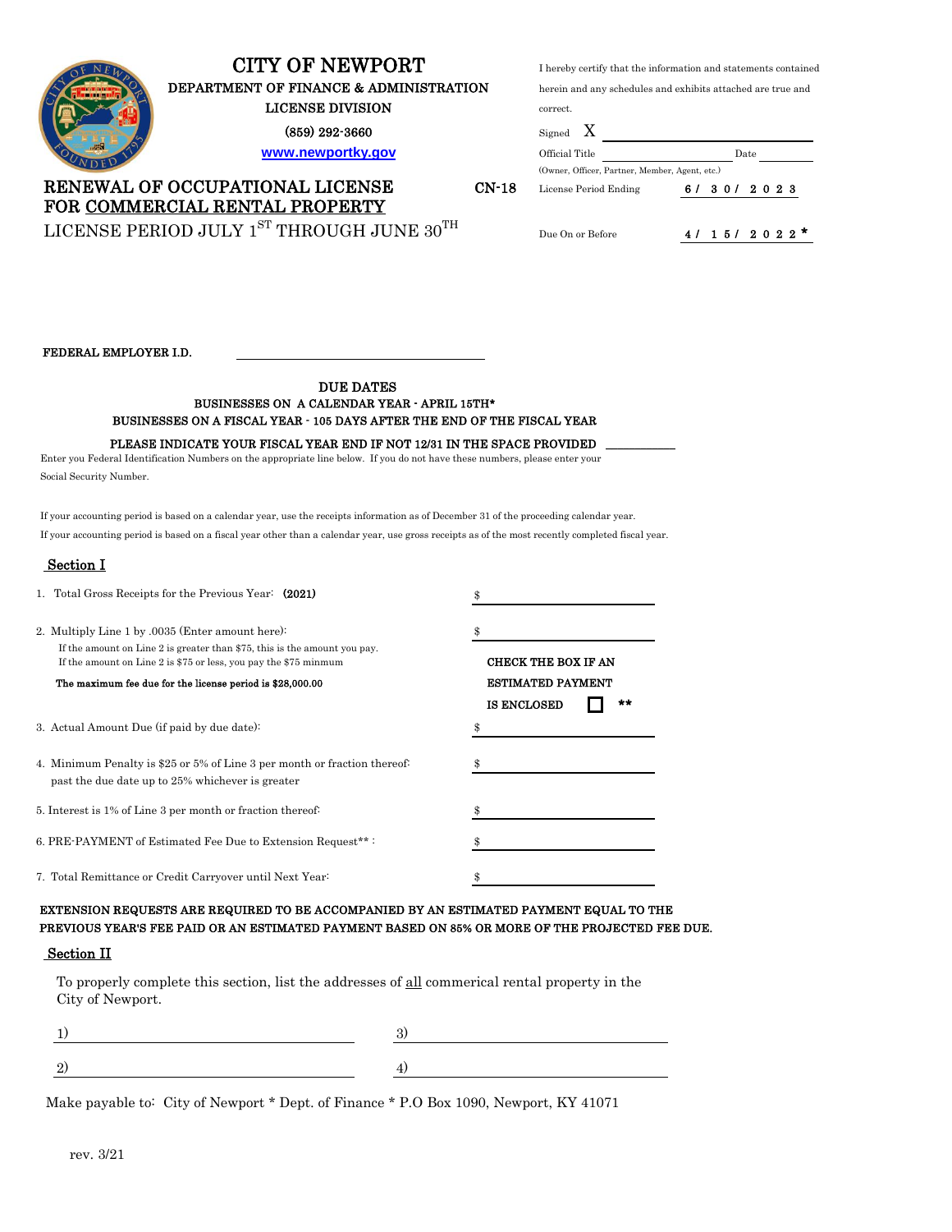# CITY OF NEWPORT

**DEPARTMENT OF FINANCE & ADMINISTRATION**

**LICENSE DIVISION**

**(859) 292-3660**

**www.newportky.gov**

I hereby certify that the information and statements contained herein and any schedules and exhibits attached are true and correct.

Signed X ______________________

Official Title ______________________ Date __________

(Owner, Officer, Partner, Member, Agent, etc.)

## RENEWAL OF OCCUPATIONAL LICENSE FOR COMMERCIAL RENTAL PROPERTY

**CN-18**

LICENSE PERIOD JULY 1ST THROUGH JUNE 30TH

License Period Ending **6/ 30/ 2023**

Due On or Before **4/ 15/ 2022 ***

**FEDERAL EMPLOYER I.D.** ______________________

**DUE DATES**

**BUSINESSES ON A CALENDAR YEAR - APRIL 15TH***

**BUSINESSES ON A FISCAL YEAR - 105 DAYS AFTER THE END OF THE FISCAL YEAR**

**PLEASE INDICATE YOUR FISCAL YEAR END IF NOT 12/31 IN THE SPACE PROVIDED** __________

Enter you Federal Identification Numbers on the appropriate line below. If you do not have these numbers, please enter your Social Security Number.

If your accounting period is based on a calendar year, use the receipts information as of December 31 of the proceeding calendar year.

If your accounting period is based on a fiscal year other than a calendar year, use gross receipts as of the most recently completed fiscal year.

## Section I

1. Total Gross Receipts for the Previous Year: **(2021)** $ ______________________
2. Multiply Line 1 by .0035 (Enter amount here): $ ______________________
   If the amount on Line 2 is greater than $75, this is the amount you pay.
   If the amount on Line 2 is $75 or less, you pay the $75 minmum

   **The maximum fee due for the license period is $28,000.00**

   **CHECK THE BOX IF AN ESTIMATED PAYMENT IS ENCLOSED** ☐ **

3. Actual Amount Due (if paid by due date): $ ______________________
4. Minimum Penalty is $25 or 5% of Line 3 per month or fraction thereof: past the due date up to 25% whichever is greater $ ______________________
5. Interest is 1% of Line 3 per month or fraction thereof: $ ______________________
6. PRE-PAYMENT of Estimated Fee Due to Extension Request** : $ ______________________
7. Total Remittance or Credit Carryover until Next Year: $ ______________________

**EXTENSION REQUESTS ARE REQUIRED TO BE ACCOMPANIED BY AN ESTIMATED PAYMENT EQUAL TO THE PREVIOUS YEAR'S FEE PAID OR AN ESTIMATED PAYMENT BASED ON 85% OR MORE OF THE PROJECTED FEE DUE.**

## Section II

To properly complete this section, list the addresses of all commerical rental property in the City of Newport.

1) ______________________ 3) ______________________

2) ______________________ 4) ______________________

Make payable to: City of Newport * Dept. of Finance * P.O Box 1090, Newport, KY 41071

rev. 3/21